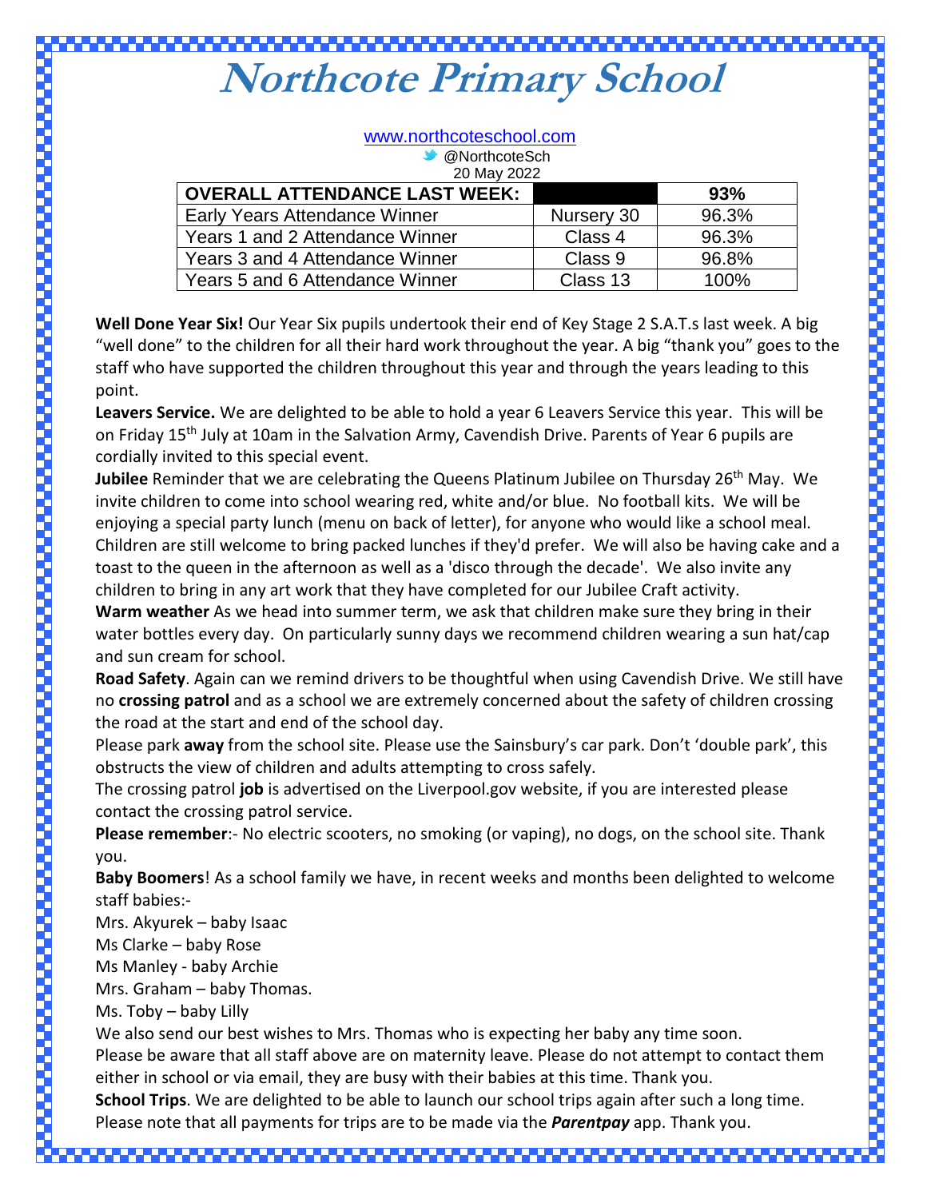# Northcote Primary School

www.northcoteschool.com

@NorthcoteSch

20 May 2022

| OVERALL ATTENDANCE LAST WEEK: | | 93% |
|---|---|---|
| Early Years Attendance Winner | Nursery 30 | 96.3% |
| Years 1 and 2 Attendance Winner | Class 4 | 96.3% |
| Years 3 and 4 Attendance Winner | Class 9 | 96.8% |
| Years 5 and 6 Attendance Winner | Class 13 | 100% |

**Well Done Year Six!** Our Year Six pupils undertook their end of Key Stage 2 S.A.T.s last week. A big "well done" to the children for all their hard work throughout the year. A big "thank you" goes to the staff who have supported the children throughout this year and through the years leading to this point.

**Leavers Service.** We are delighted to be able to hold a year 6 Leavers Service this year. This will be on Friday 15th July at 10am in the Salvation Army, Cavendish Drive. Parents of Year 6 pupils are cordially invited to this special event.

**Jubilee** Reminder that we are celebrating the Queens Platinum Jubilee on Thursday 26th May. We invite children to come into school wearing red, white and/or blue. No football kits. We will be enjoying a special party lunch (menu on back of letter), for anyone who would like a school meal. Children are still welcome to bring packed lunches if they'd prefer. We will also be having cake and a toast to the queen in the afternoon as well as a 'disco through the decade'. We also invite any children to bring in any art work that they have completed for our Jubilee Craft activity.

**Warm weather** As we head into summer term, we ask that children make sure they bring in their water bottles every day. On particularly sunny days we recommend children wearing a sun hat/cap and sun cream for school.

**Road Safety**. Again can we remind drivers to be thoughtful when using Cavendish Drive. We still have no **crossing patrol** and as a school we are extremely concerned about the safety of children crossing the road at the start and end of the school day.

Please park **away** from the school site. Please use the Sainsbury's car park. Don't 'double park', this obstructs the view of children and adults attempting to cross safely.

The crossing patrol **job** is advertised on the Liverpool.gov website, if you are interested please contact the crossing patrol service.

**Please remember**:- No electric scooters, no smoking (or vaping), no dogs, on the school site. Thank you.

**Baby Boomers**! As a school family we have, in recent weeks and months been delighted to welcome staff babies:-

Mrs. Akyurek – baby Isaac

Ms Clarke – baby Rose

Ms Manley - baby Archie

Mrs. Graham – baby Thomas.

Ms. Toby – baby Lilly

We also send our best wishes to Mrs. Thomas who is expecting her baby any time soon.

Please be aware that all staff above are on maternity leave. Please do not attempt to contact them either in school or via email, they are busy with their babies at this time. Thank you.

**School Trips**. We are delighted to be able to launch our school trips again after such a long time. Please note that all payments for trips are to be made via the ***Parentpay*** app. Thank you.